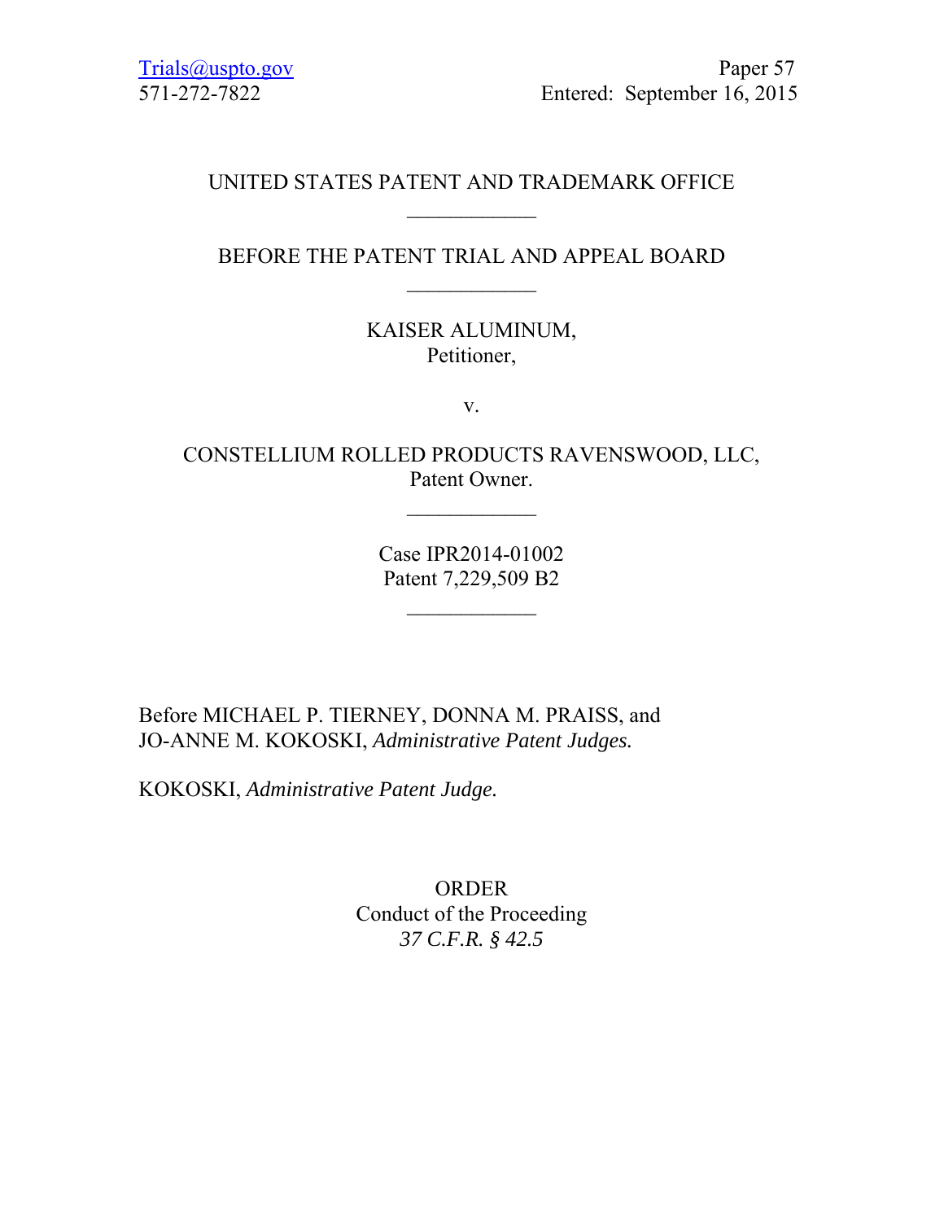Trials@uspto.gov
571-272-7822

Paper 57
Entered: September 16, 2015

UNITED STATES PATENT AND TRADEMARK OFFICE

\_\_\_\_\_\_\_\_\_\_\_\_

BEFORE THE PATENT TRIAL AND APPEAL BOARD

\_\_\_\_\_\_\_\_\_\_\_\_

KAISER ALUMINUM,
Petitioner,

v.

CONSTELLIUM ROLLED PRODUCTS RAVENSWOOD, LLC,
Patent Owner.

\_\_\_\_\_\_\_\_\_\_\_\_

Case IPR2014-01002
Patent 7,229,509 B2

\_\_\_\_\_\_\_\_\_\_\_\_

Before MICHAEL P. TIERNEY, DONNA M. PRAISS, and
JO-ANNE M. KOKOSKI, *Administrative Patent Judges.*

KOKOSKI, *Administrative Patent Judge.*

ORDER
Conduct of the Proceeding
*37 C.F.R. § 42.5*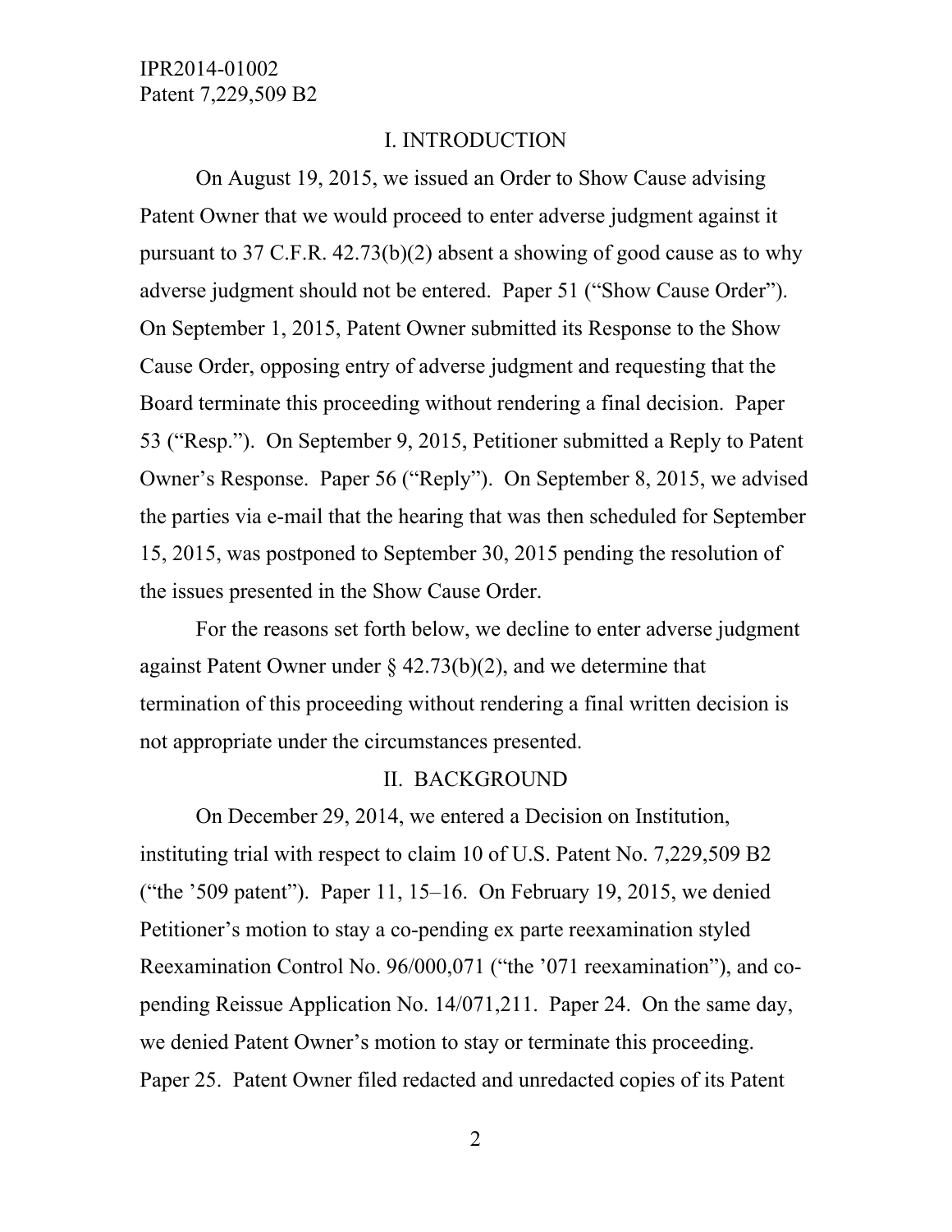## I. INTRODUCTION

On August 19, 2015, we issued an Order to Show Cause advising Patent Owner that we would proceed to enter adverse judgment against it pursuant to 37 C.F.R. 42.73(b)(2) absent a showing of good cause as to why adverse judgment should not be entered. Paper 51 ("Show Cause Order"). On September 1, 2015, Patent Owner submitted its Response to the Show Cause Order, opposing entry of adverse judgment and requesting that the Board terminate this proceeding without rendering a final decision. Paper 53 ("Resp."). On September 9, 2015, Petitioner submitted a Reply to Patent Owner's Response. Paper 56 ("Reply"). On September 8, 2015, we advised the parties via e-mail that the hearing that was then scheduled for September 15, 2015, was postponed to September 30, 2015 pending the resolution of the issues presented in the Show Cause Order.

For the reasons set forth below, we decline to enter adverse judgment against Patent Owner under § 42.73(b)(2), and we determine that termination of this proceeding without rendering a final written decision is not appropriate under the circumstances presented.

## II. BACKGROUND

On December 29, 2014, we entered a Decision on Institution, instituting trial with respect to claim 10 of U.S. Patent No. 7,229,509 B2 ("the '509 patent"). Paper 11, 15–16. On February 19, 2015, we denied Petitioner's motion to stay a co-pending ex parte reexamination styled Reexamination Control No. 96/000,071 ("the '071 reexamination"), and co-pending Reissue Application No. 14/071,211. Paper 24. On the same day, we denied Patent Owner's motion to stay or terminate this proceeding. Paper 25. Patent Owner filed redacted and unredacted copies of its Patent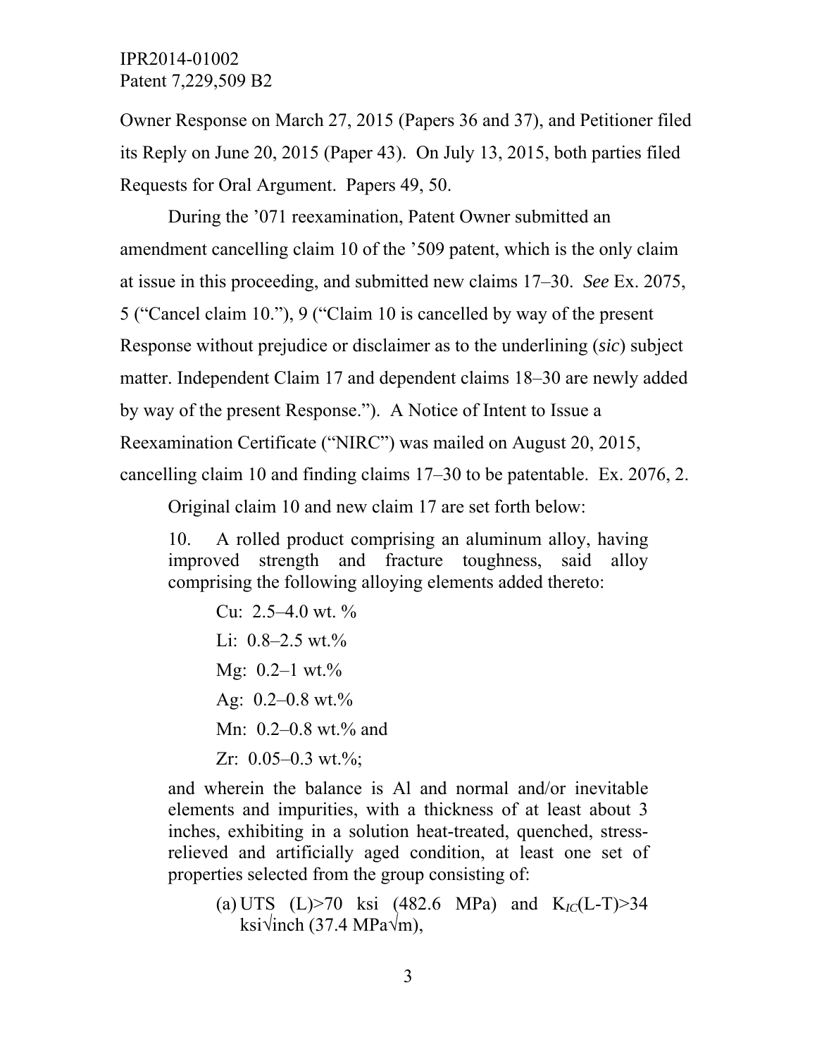Owner Response on March 27, 2015 (Papers 36 and 37), and Petitioner filed its Reply on June 20, 2015 (Paper 43). On July 13, 2015, both parties filed Requests for Oral Argument. Papers 49, 50.

During the '071 reexamination, Patent Owner submitted an amendment cancelling claim 10 of the '509 patent, which is the only claim at issue in this proceeding, and submitted new claims 17–30. *See* Ex. 2075, 5 ("Cancel claim 10."), 9 ("Claim 10 is cancelled by way of the present Response without prejudice or disclaimer as to the underlining (*sic*) subject matter. Independent Claim 17 and dependent claims 18–30 are newly added by way of the present Response."). A Notice of Intent to Issue a Reexamination Certificate ("NIRC") was mailed on August 20, 2015, cancelling claim 10 and finding claims 17–30 to be patentable. Ex. 2076, 2.

Original claim 10 and new claim 17 are set forth below:

> 10. A rolled product comprising an aluminum alloy, having improved strength and fracture toughness, said alloy comprising the following alloying elements added thereto:
>
> Cu: 2.5–4.0 wt. %
>
> Li: 0.8–2.5 wt.%
>
> Mg: 0.2–1 wt.%
>
> Ag: 0.2–0.8 wt.%
>
> Mn: 0.2–0.8 wt.% and
>
> Zr: 0.05–0.3 wt.%;
>
> and wherein the balance is Al and normal and/or inevitable elements and impurities, with a thickness of at least about 3 inches, exhibiting in a solution heat-treated, quenched, stress-relieved and artificially aged condition, at least one set of properties selected from the group consisting of:
>
> (a) UTS (L)>70 ksi (482.6 MPa) and $K_{IC}$(L-T)>34 ksi√inch (37.4 MPa√m),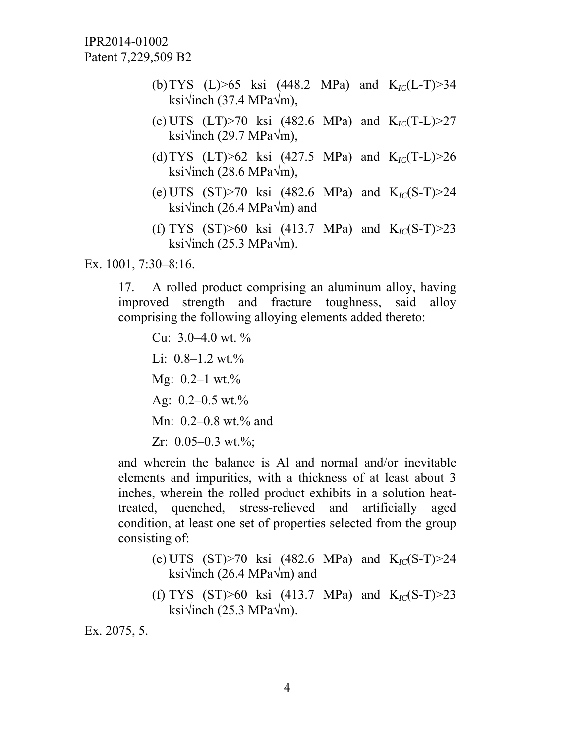> (b) TYS (L)>65 ksi (448.2 MPa) and $K_{IC}$(L-T)>34 ksi√inch (37.4 MPa√m),
>
> (c) UTS (LT)>70 ksi (482.6 MPa) and $K_{IC}$(T-L)>27 ksi√inch (29.7 MPa√m),
>
> (d) TYS (LT)>62 ksi (427.5 MPa) and $K_{IC}$(T-L)>26 ksi√inch (28.6 MPa√m),
>
> (e) UTS (ST)>70 ksi (482.6 MPa) and $K_{IC}$(S-T)>24 ksi√inch (26.4 MPa√m) and
>
> (f) TYS (ST)>60 ksi (413.7 MPa) and $K_{IC}$(S-T)>23 ksi√inch (25.3 MPa√m).

Ex. 1001, 7:30–8:16.

> 17. A rolled product comprising an aluminum alloy, having improved strength and fracture toughness, said alloy comprising the following alloying elements added thereto:
>
> Cu: 3.0–4.0 wt. %
>
> Li: 0.8–1.2 wt.%
>
> Mg: 0.2–1 wt.%
>
> Ag: 0.2–0.5 wt.%
>
> Mn: 0.2–0.8 wt.% and
>
> Zr: 0.05–0.3 wt.%;
>
> and wherein the balance is Al and normal and/or inevitable elements and impurities, with a thickness of at least about 3 inches, wherein the rolled product exhibits in a solution heat-treated, quenched, stress-relieved and artificially aged condition, at least one set of properties selected from the group consisting of:
>
> (e) UTS (ST)>70 ksi (482.6 MPa) and $K_{IC}$(S-T)>24 ksi√inch (26.4 MPa√m) and
>
> (f) TYS (ST)>60 ksi (413.7 MPa) and $K_{IC}$(S-T)>23 ksi√inch (25.3 MPa√m).

Ex. 2075, 5.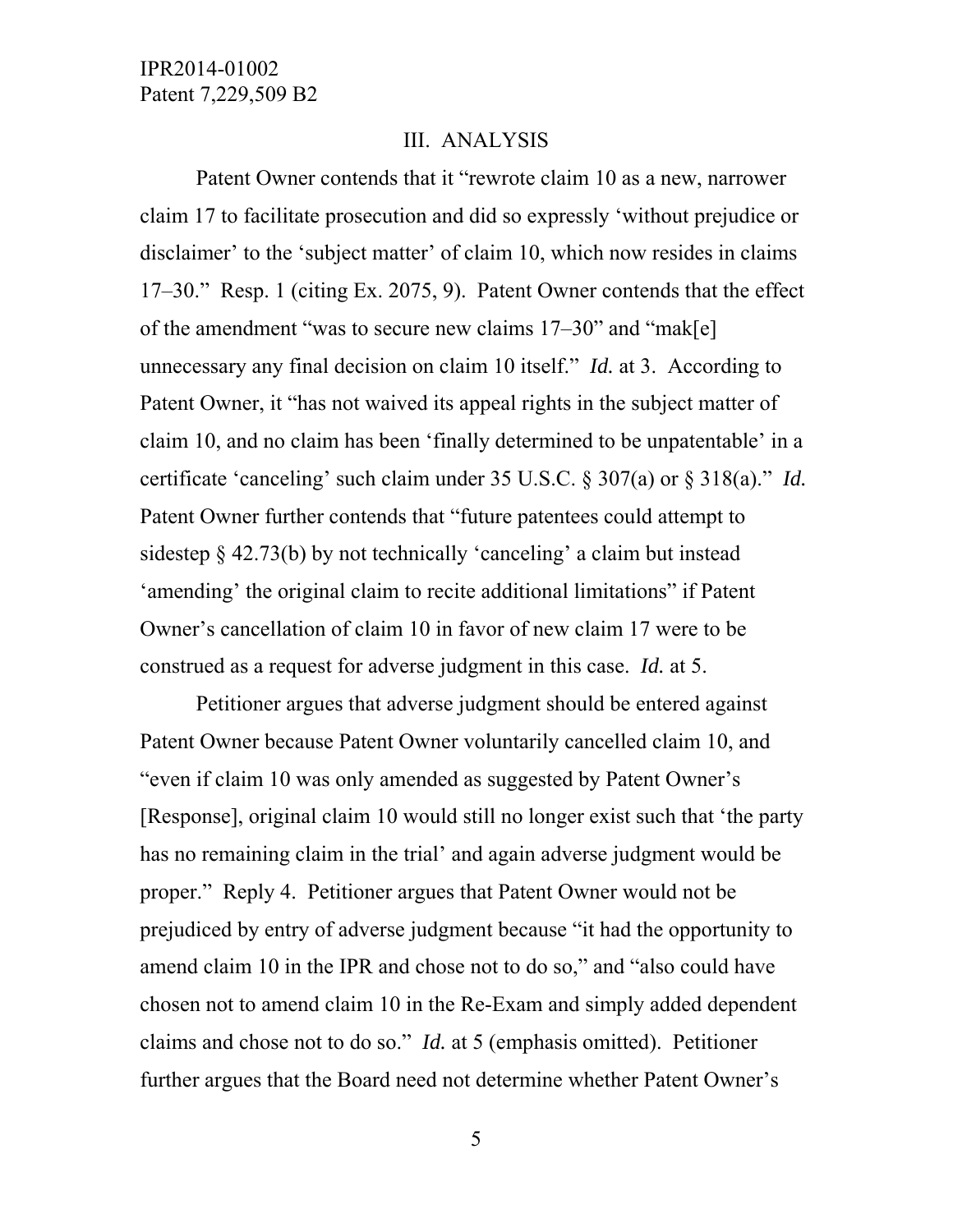## III. ANALYSIS

Patent Owner contends that it "rewrote claim 10 as a new, narrower claim 17 to facilitate prosecution and did so expressly 'without prejudice or disclaimer' to the 'subject matter' of claim 10, which now resides in claims 17–30." Resp. 1 (citing Ex. 2075, 9). Patent Owner contends that the effect of the amendment "was to secure new claims 17–30" and "mak[e] unnecessary any final decision on claim 10 itself." *Id.* at 3. According to Patent Owner, it "has not waived its appeal rights in the subject matter of claim 10, and no claim has been 'finally determined to be unpatentable' in a certificate 'canceling' such claim under 35 U.S.C. § 307(a) or § 318(a)." *Id.* Patent Owner further contends that "future patentees could attempt to sidestep § 42.73(b) by not technically 'canceling' a claim but instead 'amending' the original claim to recite additional limitations" if Patent Owner's cancellation of claim 10 in favor of new claim 17 were to be construed as a request for adverse judgment in this case. *Id.* at 5.

Petitioner argues that adverse judgment should be entered against Patent Owner because Patent Owner voluntarily cancelled claim 10, and "even if claim 10 was only amended as suggested by Patent Owner's [Response], original claim 10 would still no longer exist such that 'the party has no remaining claim in the trial' and again adverse judgment would be proper." Reply 4. Petitioner argues that Patent Owner would not be prejudiced by entry of adverse judgment because "it had the opportunity to amend claim 10 in the IPR and chose not to do so," and "also could have chosen not to amend claim 10 in the Re-Exam and simply added dependent claims and chose not to do so." *Id.* at 5 (emphasis omitted). Petitioner further argues that the Board need not determine whether Patent Owner's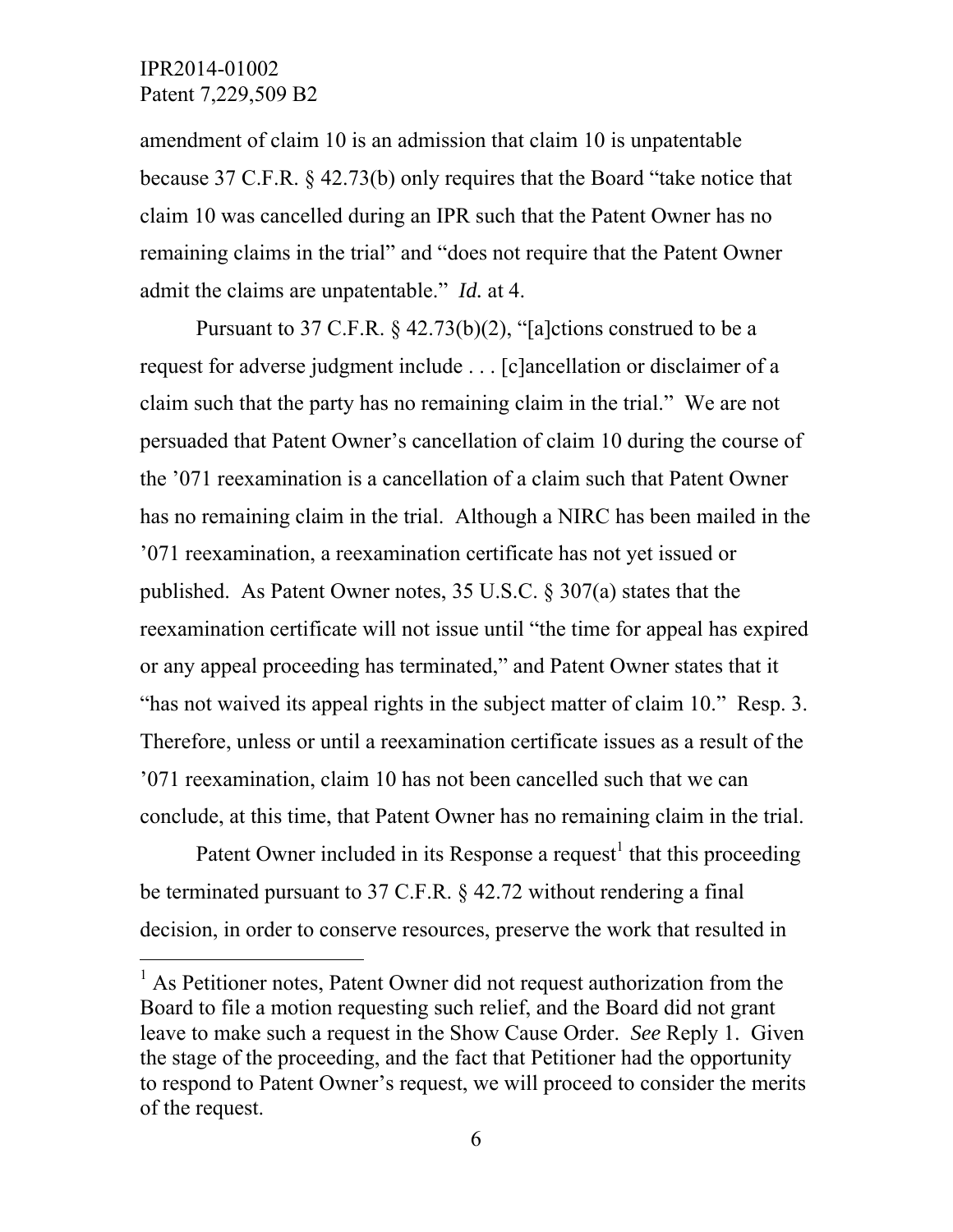amendment of claim 10 is an admission that claim 10 is unpatentable because 37 C.F.R. § 42.73(b) only requires that the Board "take notice that claim 10 was cancelled during an IPR such that the Patent Owner has no remaining claims in the trial" and "does not require that the Patent Owner admit the claims are unpatentable." *Id.* at 4.

Pursuant to 37 C.F.R. § 42.73(b)(2), "[a]ctions construed to be a request for adverse judgment include . . . [c]ancellation or disclaimer of a claim such that the party has no remaining claim in the trial." We are not persuaded that Patent Owner's cancellation of claim 10 during the course of the '071 reexamination is a cancellation of a claim such that Patent Owner has no remaining claim in the trial. Although a NIRC has been mailed in the '071 reexamination, a reexamination certificate has not yet issued or published. As Patent Owner notes, 35 U.S.C. § 307(a) states that the reexamination certificate will not issue until "the time for appeal has expired or any appeal proceeding has terminated," and Patent Owner states that it "has not waived its appeal rights in the subject matter of claim 10." Resp. 3. Therefore, unless or until a reexamination certificate issues as a result of the '071 reexamination, claim 10 has not been cancelled such that we can conclude, at this time, that Patent Owner has no remaining claim in the trial.

Patent Owner included in its Response a request[1] that this proceeding be terminated pursuant to 37 C.F.R. § 42.72 without rendering a final decision, in order to conserve resources, preserve the work that resulted in

---

[1] As Petitioner notes, Patent Owner did not request authorization from the Board to file a motion requesting such relief, and the Board did not grant leave to make such a request in the Show Cause Order. *See* Reply 1. Given the stage of the proceeding, and the fact that Petitioner had the opportunity to respond to Patent Owner's request, we will proceed to consider the merits of the request.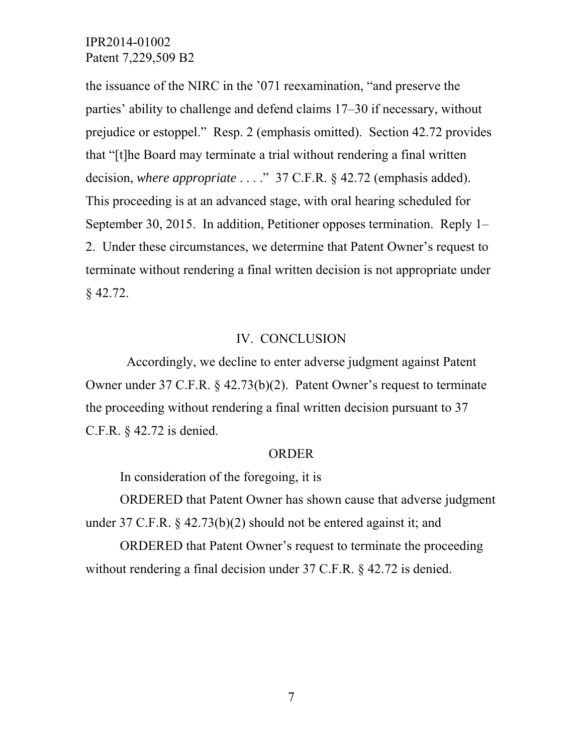the issuance of the NIRC in the ’071 reexamination, “and preserve the parties’ ability to challenge and defend claims 17–30 if necessary, without prejudice or estoppel.” Resp. 2 (emphasis omitted). Section 42.72 provides that “[t]he Board may terminate a trial without rendering a final written decision, *where appropriate* . . . .” 37 C.F.R. § 42.72 (emphasis added). This proceeding is at an advanced stage, with oral hearing scheduled for September 30, 2015. In addition, Petitioner opposes termination. Reply 1–2. Under these circumstances, we determine that Patent Owner’s request to terminate without rendering a final written decision is not appropriate under § 42.72.

## IV. CONCLUSION

Accordingly, we decline to enter adverse judgment against Patent Owner under 37 C.F.R. § 42.73(b)(2). Patent Owner’s request to terminate the proceeding without rendering a final written decision pursuant to 37 C.F.R. § 42.72 is denied.

## ORDER

In consideration of the foregoing, it is

ORDERED that Patent Owner has shown cause that adverse judgment under 37 C.F.R. § 42.73(b)(2) should not be entered against it; and

ORDERED that Patent Owner’s request to terminate the proceeding without rendering a final decision under 37 C.F.R. § 42.72 is denied.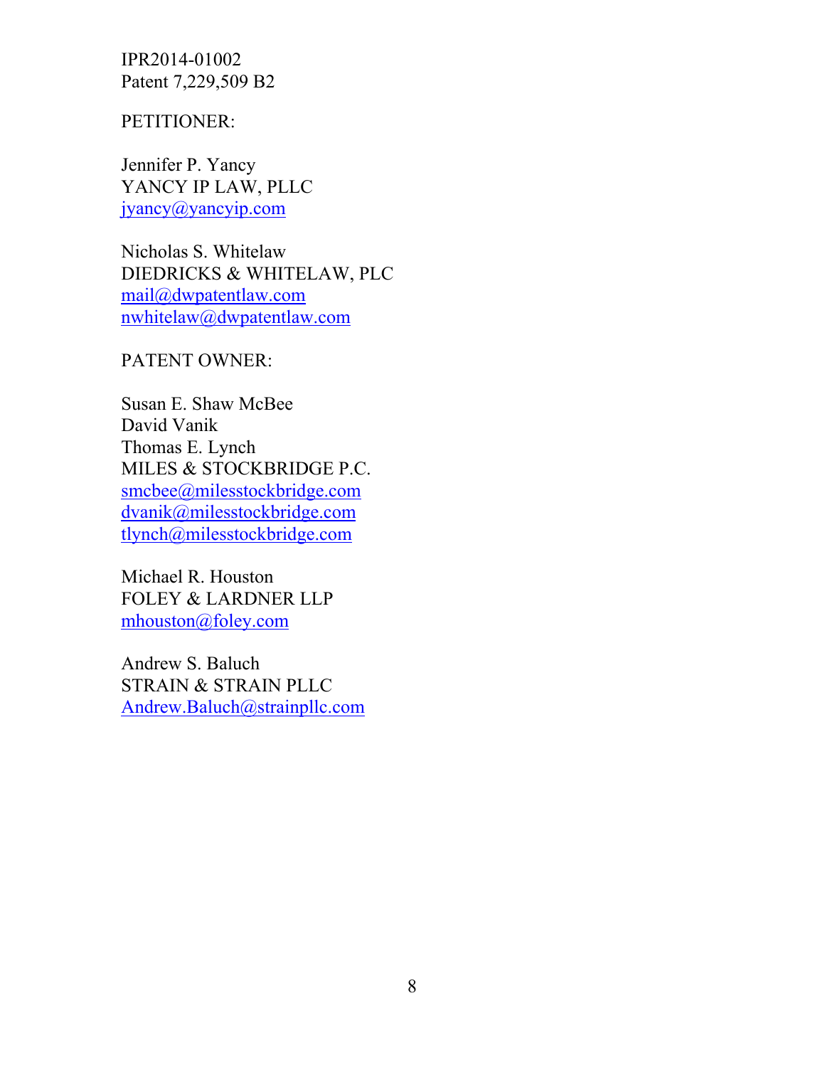IPR2014-01002
Patent 7,229,509 B2

PETITIONER:

Jennifer P. Yancy
YANCY IP LAW, PLLC
jyancy@yancyip.com

Nicholas S. Whitelaw
DIEDRICKS & WHITELAW, PLC
mail@dwpatentlaw.com
nwhitelaw@dwpatentlaw.com

PATENT OWNER:

Susan E. Shaw McBee
David Vanik
Thomas E. Lynch
MILES & STOCKBRIDGE P.C.
smcbee@milesstockbridge.com
dvanik@milesstockbridge.com
tlynch@milesstockbridge.com

Michael R. Houston
FOLEY & LARDNER LLP
mhouston@foley.com

Andrew S. Baluch
STRAIN & STRAIN PLLC
Andrew.Baluch@strainpllc.com